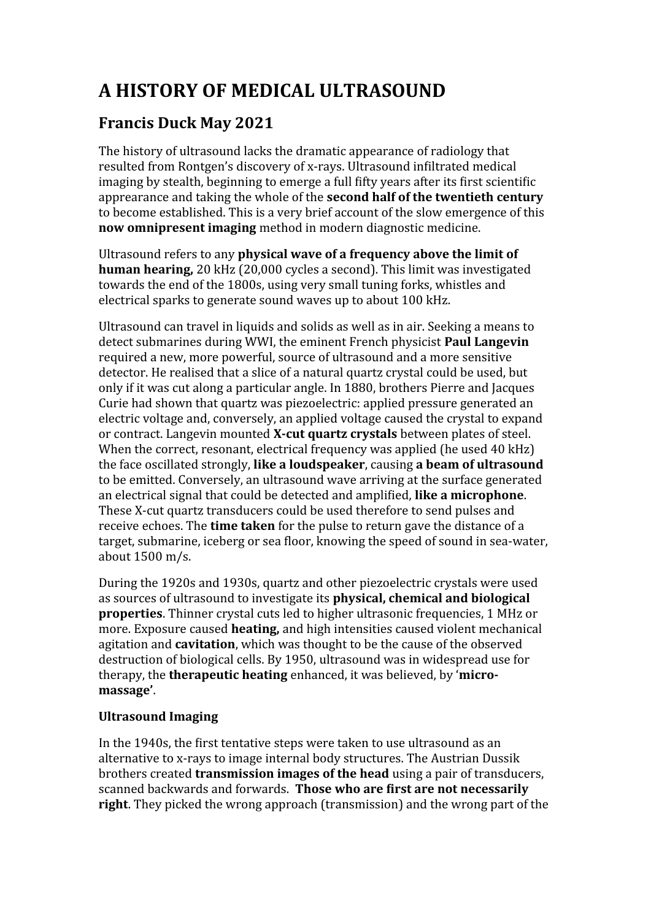# A HISTORY OF MEDICAL ULTRASOUND

## Francis Duck May 2021

The history of ultrasound lacks the dramatic appearance of radiology that resulted from Rontgen's discovery of x-rays. Ultrasound infiltrated medical imaging by stealth, beginning to emerge a full fifty years after its first scientific appearance and taking the whole of the **second half of the twentieth century** to become established. This is a very brief account of the slow emergence of this **now omnipresent imaging** method in modern diagnostic medicine.

Ultrasound refers to any **physical wave of a frequency above the limit of human hearing,** 20 kHz (20,000 cycles a second). This limit was investigated towards the end of the 1800s, using very small tuning forks, whistles and electrical sparks to generate sound waves up to about 100 kHz.

Ultrasound can travel in liquids and solids as well as in air. Seeking a means to detect submarines during WWI, the eminent French physicist **Paul Langevin** required a new, more powerful, source of ultrasound and a more sensitive detector. He realised that a slice of a natural quartz crystal could be used, but only if it was cut along a particular angle. In 1880, brothers Pierre and Jacques Curie had shown that quartz was piezoelectric: applied pressure generated an electric voltage and, conversely, an applied voltage caused the crystal to expand or contract. Langevin mounted **X-cut quartz crystals** between plates of steel. When the correct, resonant, electrical frequency was applied (he used 40 kHz) the face oscillated strongly, **like a loudspeaker**, causing **a beam of ultrasound** to be emitted. Conversely, an ultrasound wave arriving at the surface generated an electrical signal that could be detected and amplified, **like a microphone**. These X-cut quartz transducers could be used therefore to send pulses and receive echoes. The **time taken** for the pulse to return gave the distance of a target, submarine, iceberg or sea floor, knowing the speed of sound in sea-water, about 1500 m/s.

During the 1920s and 1930s, quartz and other piezoelectric crystals were used as sources of ultrasound to investigate its **physical, chemical and biological properties**. Thinner crystal cuts led to higher ultrasonic frequencies, 1 MHz or more. Exposure caused **heating,** and high intensities caused violent mechanical agitation and **cavitation**, which was thought to be the cause of the observed destruction of biological cells. By 1950, ultrasound was in widespread use for therapy, the **therapeutic heating** enhanced, it was believed, by '**micro-massage'**.

**Ultrasound Imaging**

In the 1940s, the first tentative steps were taken to use ultrasound as an alternative to x-rays to image internal body structures. The Austrian Dussik brothers created **transmission images of the head** using a pair of transducers, scanned backwards and forwards. **Those who are first are not necessarily right**. They picked the wrong approach (transmission) and the wrong part of the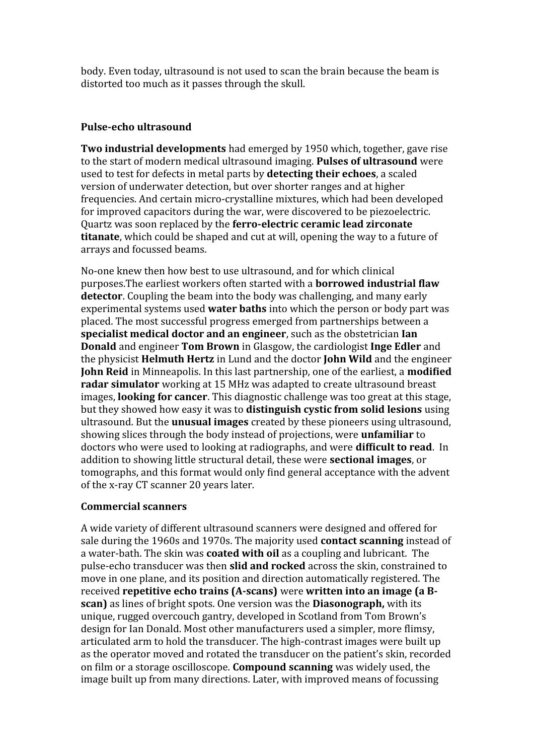body. Even today, ultrasound is not used to scan the brain because the beam is distorted too much as it passes through the skull.

### Pulse-echo ultrasound

**Two industrial developments** had emerged by 1950 which, together, gave rise to the start of modern medical ultrasound imaging. **Pulses of ultrasound** were used to test for defects in metal parts by **detecting their echoes**, a scaled version of underwater detection, but over shorter ranges and at higher frequencies. And certain micro-crystalline mixtures, which had been developed for improved capacitors during the war, were discovered to be piezoelectric. Quartz was soon replaced by the **ferro-electric ceramic lead zirconate titanate**, which could be shaped and cut at will, opening the way to a future of arrays and focussed beams.

No-one knew then how best to use ultrasound, and for which clinical purposes.The earliest workers often started with a **borrowed industrial flaw detector**. Coupling the beam into the body was challenging, and many early experimental systems used **water baths** into which the person or body part was placed. The most successful progress emerged from partnerships between a **specialist medical doctor and an engineer**, such as the obstetrician **Ian Donald** and engineer **Tom Brown** in Glasgow, the cardiologist **Inge Edler** and the physicist **Helmuth Hertz** in Lund and the doctor **John Wild** and the engineer **John Reid** in Minneapolis. In this last partnership, one of the earliest, a **modified radar simulator** working at 15 MHz was adapted to create ultrasound breast images, **looking for cancer**. This diagnostic challenge was too great at this stage, but they showed how easy it was to **distinguish cystic from solid lesions** using ultrasound. But the **unusual images** created by these pioneers using ultrasound, showing slices through the body instead of projections, were **unfamiliar** to doctors who were used to looking at radiographs, and were **difficult to read**. In addition to showing little structural detail, these were **sectional images**, or tomographs, and this format would only find general acceptance with the advent of the x-ray CT scanner 20 years later.

### Commercial scanners

A wide variety of different ultrasound scanners were designed and offered for sale during the 1960s and 1970s. The majority used **contact scanning** instead of a water-bath. The skin was **coated with oil** as a coupling and lubricant. The pulse-echo transducer was then **slid and rocked** across the skin, constrained to move in one plane, and its position and direction automatically registered. The received **repetitive echo trains (A-scans)** were **written into an image (a B-scan)** as lines of bright spots. One version was the **Diasonograph,** with its unique, rugged overcouch gantry, developed in Scotland from Tom Brown's design for Ian Donald. Most other manufacturers used a simpler, more flimsy, articulated arm to hold the transducer. The high-contrast images were built up as the operator moved and rotated the transducer on the patient's skin, recorded on film or a storage oscilloscope. **Compound scanning** was widely used, the image built up from many directions. Later, with improved means of focussing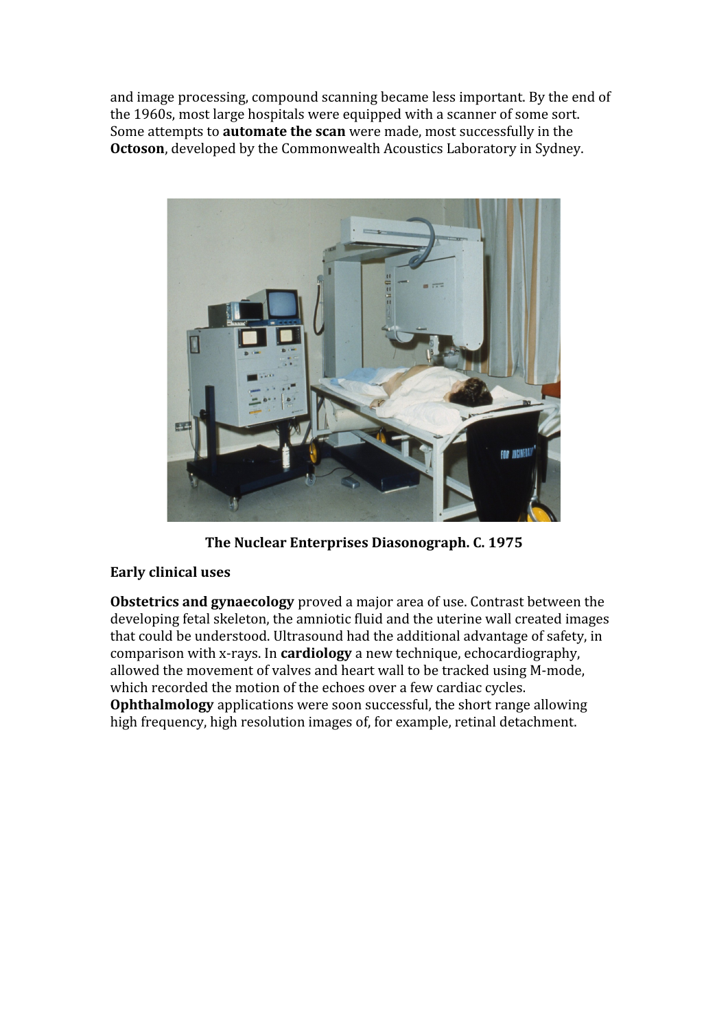and image processing, compound scanning became less important. By the end of the 1960s, most large hospitals were equipped with a scanner of some sort. Some attempts to **automate the scan** were made, most successfully in the **Octoson**, developed by the Commonwealth Acoustics Laboratory in Sydney.

**The Nuclear Enterprises Diasonograph. C. 1975**

**Early clinical uses**

**Obstetrics and gynaecology** proved a major area of use. Contrast between the developing fetal skeleton, the amniotic fluid and the uterine wall created images that could be understood. Ultrasound had the additional advantage of safety, in comparison with x-rays. In **cardiology** a new technique, echocardiography, allowed the movement of valves and heart wall to be tracked using M-mode, which recorded the motion of the echoes over a few cardiac cycles. **Ophthalmology** applications were soon successful, the short range allowing high frequency, high resolution images of, for example, retinal detachment.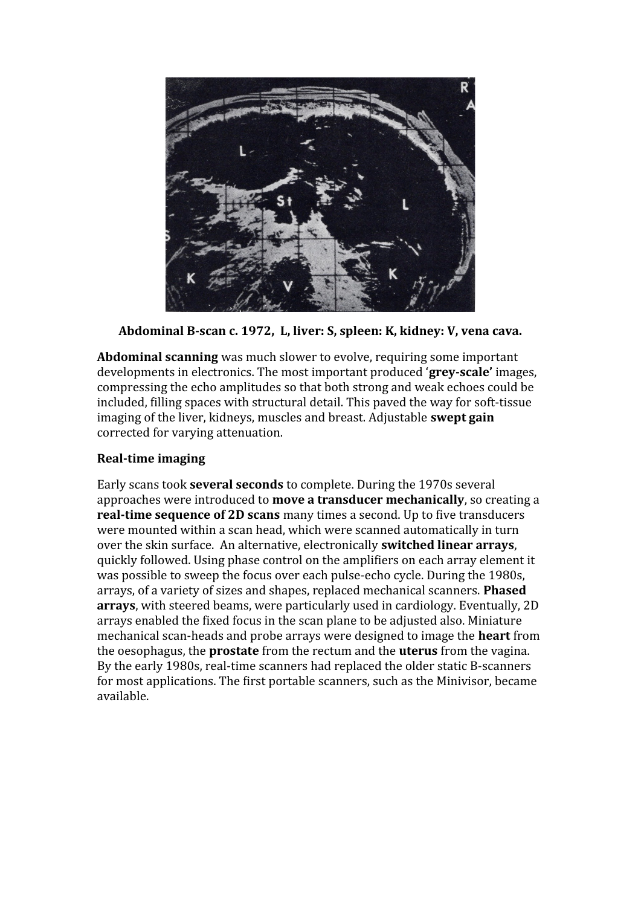**Abdominal B-scan c. 1972, L, liver: S, spleen: K, kidney: V, vena cava.**

**Abdominal scanning** was much slower to evolve, requiring some important developments in electronics. The most important produced '**grey-scale**' images, compressing the echo amplitudes so that both strong and weak echoes could be included, filling spaces with structural detail. This paved the way for soft-tissue imaging of the liver, kidneys, muscles and breast. Adjustable **swept gain** corrected for varying attenuation.

**Real-time imaging**

Early scans took **several seconds** to complete. During the 1970s several approaches were introduced to **move a transducer mechanically**, so creating a **real-time sequence of 2D scans** many times a second. Up to five transducers were mounted within a scan head, which were scanned automatically in turn over the skin surface. An alternative, electronically **switched linear arrays**, quickly followed. Using phase control on the amplifiers on each array element it was possible to sweep the focus over each pulse-echo cycle. During the 1980s, arrays, of a variety of sizes and shapes, replaced mechanical scanners. **Phased arrays**, with steered beams, were particularly used in cardiology. Eventually, 2D arrays enabled the fixed focus in the scan plane to be adjusted also. Miniature mechanical scan-heads and probe arrays were designed to image the **heart** from the oesophagus, the **prostate** from the rectum and the **uterus** from the vagina. By the early 1980s, real-time scanners had replaced the older static B-scanners for most applications. The first portable scanners, such as the Minivisor, became available.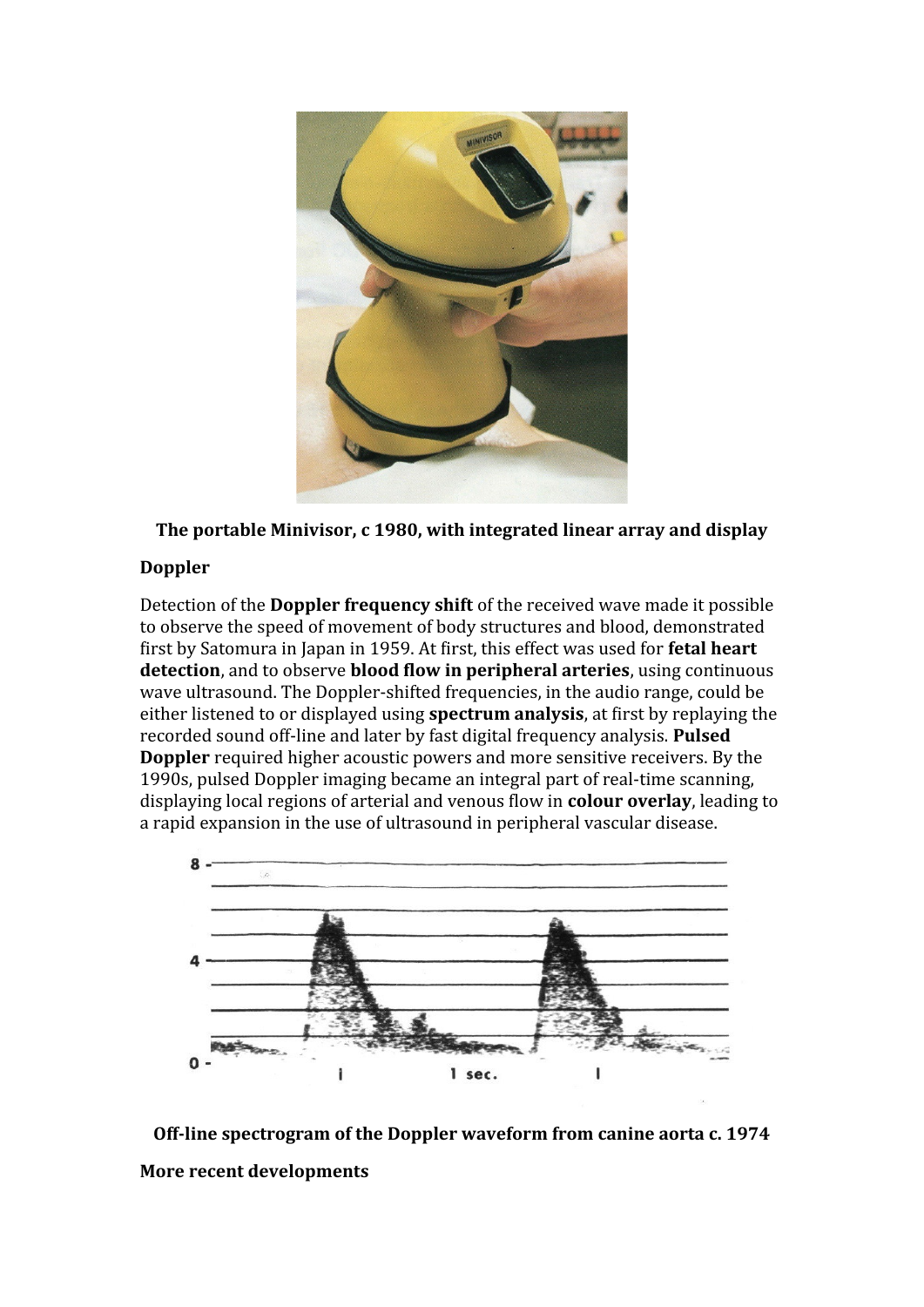**The portable Minivisor, c 1980, with integrated linear array and display**

**Doppler**

Detection of the **Doppler frequency shift** of the received wave made it possible to observe the speed of movement of body structures and blood, demonstrated first by Satomura in Japan in 1959. At first, this effect was used for **fetal heart detection**, and to observe **blood flow in peripheral arteries**, using continuous wave ultrasound. The Doppler-shifted frequencies, in the audio range, could be either listened to or displayed using **spectrum analysis**, at first by replaying the recorded sound off-line and later by fast digital frequency analysis. **Pulsed Doppler** required higher acoustic powers and more sensitive receivers. By the 1990s, pulsed Doppler imaging became an integral part of real-time scanning, displaying local regions of arterial and venous flow in **colour overlay**, leading to a rapid expansion in the use of ultrasound in peripheral vascular disease.

**Off-line spectrogram of the Doppler waveform from canine aorta c. 1974**

**More recent developments**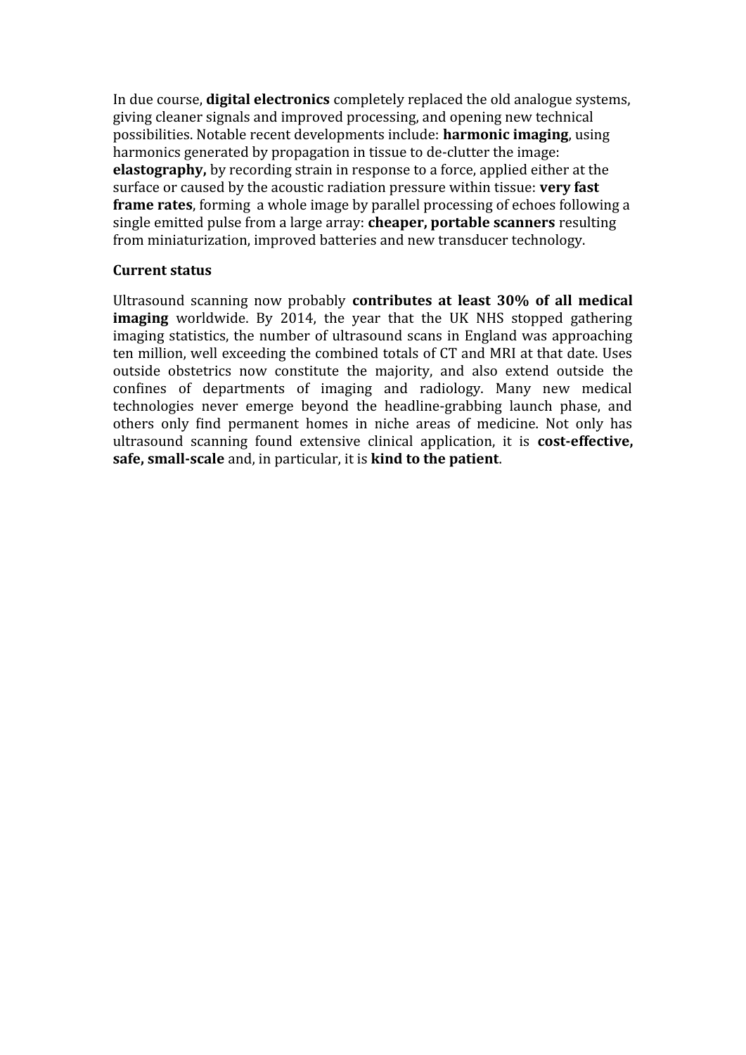In due course, **digital electronics** completely replaced the old analogue systems, giving cleaner signals and improved processing, and opening new technical possibilities. Notable recent developments include: **harmonic imaging**, using harmonics generated by propagation in tissue to de-clutter the image: **elastography,** by recording strain in response to a force, applied either at the surface or caused by the acoustic radiation pressure within tissue: **very fast frame rates**, forming a whole image by parallel processing of echoes following a single emitted pulse from a large array: **cheaper, portable scanners** resulting from miniaturization, improved batteries and new transducer technology.

**Current status**

Ultrasound scanning now probably **contributes at least 30% of all medical imaging** worldwide. By 2014, the year that the UK NHS stopped gathering imaging statistics, the number of ultrasound scans in England was approaching ten million, well exceeding the combined totals of CT and MRI at that date. Uses outside obstetrics now constitute the majority, and also extend outside the confines of departments of imaging and radiology. Many new medical technologies never emerge beyond the headline-grabbing launch phase, and others only find permanent homes in niche areas of medicine. Not only has ultrasound scanning found extensive clinical application, it is **cost-effective, safe, small-scale** and, in particular, it is **kind to the patient**.